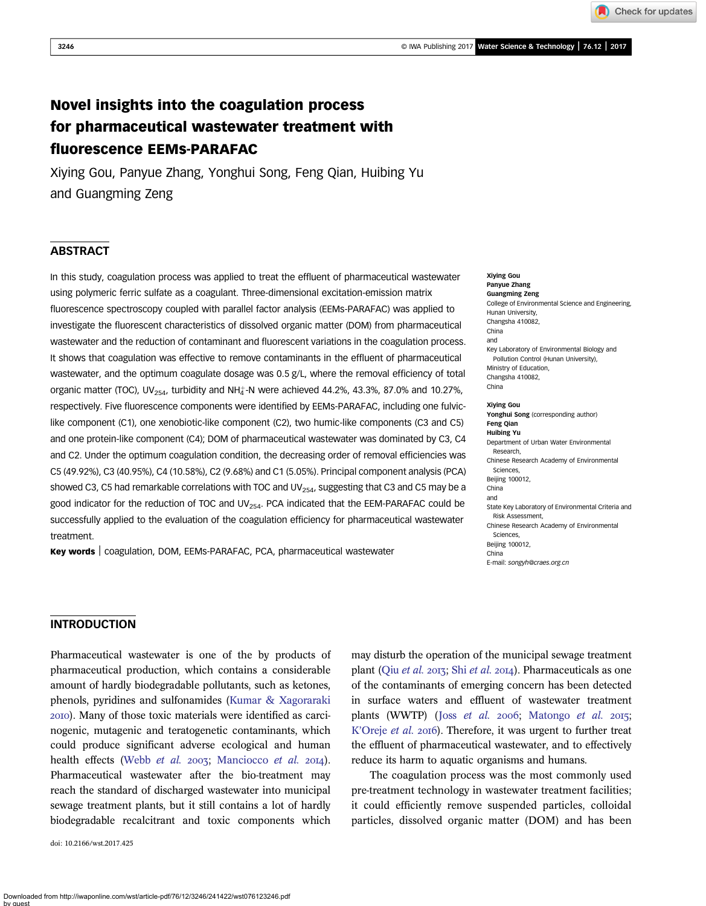# Novel insights into the coagulation process for pharmaceutical wastewater treatment with fluorescence EEMs-PARAFAC

Xiying Gou, Panyue Zhang, Yonghui Song, Feng Qian, Huibing Yu and Guangming Zeng

## ABSTRACT

In this study, coagulation process was applied to treat the effluent of pharmaceutical wastewater using polymeric ferric sulfate as a coagulant. Three-dimensional excitation-emission matrix fluorescence spectroscopy coupled with parallel factor analysis (EEMs-PARAFAC) was applied to investigate the fluorescent characteristics of dissolved organic matter (DOM) from pharmaceutical wastewater and the reduction of contaminant and fluorescent variations in the coagulation process. It shows that coagulation was effective to remove contaminants in the effluent of pharmaceutical wastewater, and the optimum coagulate dosage was 0.5 g/L, where the removal efficiency of total organic matter (TOC), $UV_{254}$, turbidity and $NH_4^+$-N were achieved 44.2%, 43.3%, 87.0% and 10.27%, respectively. Five fluorescence components were identified by EEMs-PARAFAC, including one fulvic-like component (C1), one xenobiotic-like component (C2), two humic-like components (C3 and C5) and one protein-like component (C4); DOM of pharmaceutical wastewater was dominated by C3, C4 and C2. Under the optimum coagulation condition, the decreasing order of removal efficiencies was C5 (49.92%), C3 (40.95%), C4 (10.58%), C2 (9.68%) and C1 (5.05%). Principal component analysis (PCA) showed C3, C5 had remarkable correlations with TOC and $UV_{254}$, suggesting that C3 and C5 may be a good indicator for the reduction of TOC and $UV_{254}$. PCA indicated that the EEM-PARAFAC could be successfully applied to the evaluation of the coagulation efficiency for pharmaceutical wastewater treatment.

**Key words** | coagulation, DOM, EEMs-PARAFAC, PCA, pharmaceutical wastewater

**Xiying Gou**
**Panyue Zhang**
**Guangming Zeng**
College of Environmental Science and Engineering, Hunan University, Changsha 410082, China
and
Key Laboratory of Environmental Biology and Pollution Control (Hunan University), Ministry of Education, Changsha 410082, China

**Xiying Gou**
**Yonghui Song** (corresponding author)
**Feng Qian**
**Huibing Yu**
Department of Urban Water Environmental Research, Chinese Research Academy of Environmental Sciences, Beijing 100012, China
and
State Key Laboratory of Environmental Criteria and Risk Assessment, Chinese Research Academy of Environmental Sciences, Beijing 100012, China
E-mail: *songyh@craes.org.cn*

## INTRODUCTION

Pharmaceutical wastewater is one of the by products of pharmaceutical production, which contains a considerable amount of hardly biodegradable pollutants, such as ketones, phenols, pyridines and sulfonamides (Kumar & Xagoraraki 2010). Many of those toxic materials were identified as carcinogenic, mutagenic and teratogenetic contaminants, which could produce significant adverse ecological and human health effects (Webb *et al.* 2003; Manciocco *et al.* 2014). Pharmaceutical wastewater after the bio-treatment may reach the standard of discharged wastewater into municipal sewage treatment plants, but it still contains a lot of hardly biodegradable recalcitrant and toxic components which may disturb the operation of the municipal sewage treatment plant (Qiu *et al.* 2013; Shi *et al.* 2014). Pharmaceuticals as one of the contaminants of emerging concern has been detected in surface waters and effluent of wastewater treatment plants (WWTP) (Joss *et al.* 2006; Matongo *et al.* 2015; K'Oreje *et al.* 2016). Therefore, it was urgent to further treat the effluent of pharmaceutical wastewater, and to effectively reduce its harm to aquatic organisms and humans.

The coagulation process was the most commonly used pre-treatment technology in wastewater treatment facilities; it could efficiently remove suspended particles, colloidal particles, dissolved organic matter (DOM) and has been

doi: 10.2166/wst.2017.425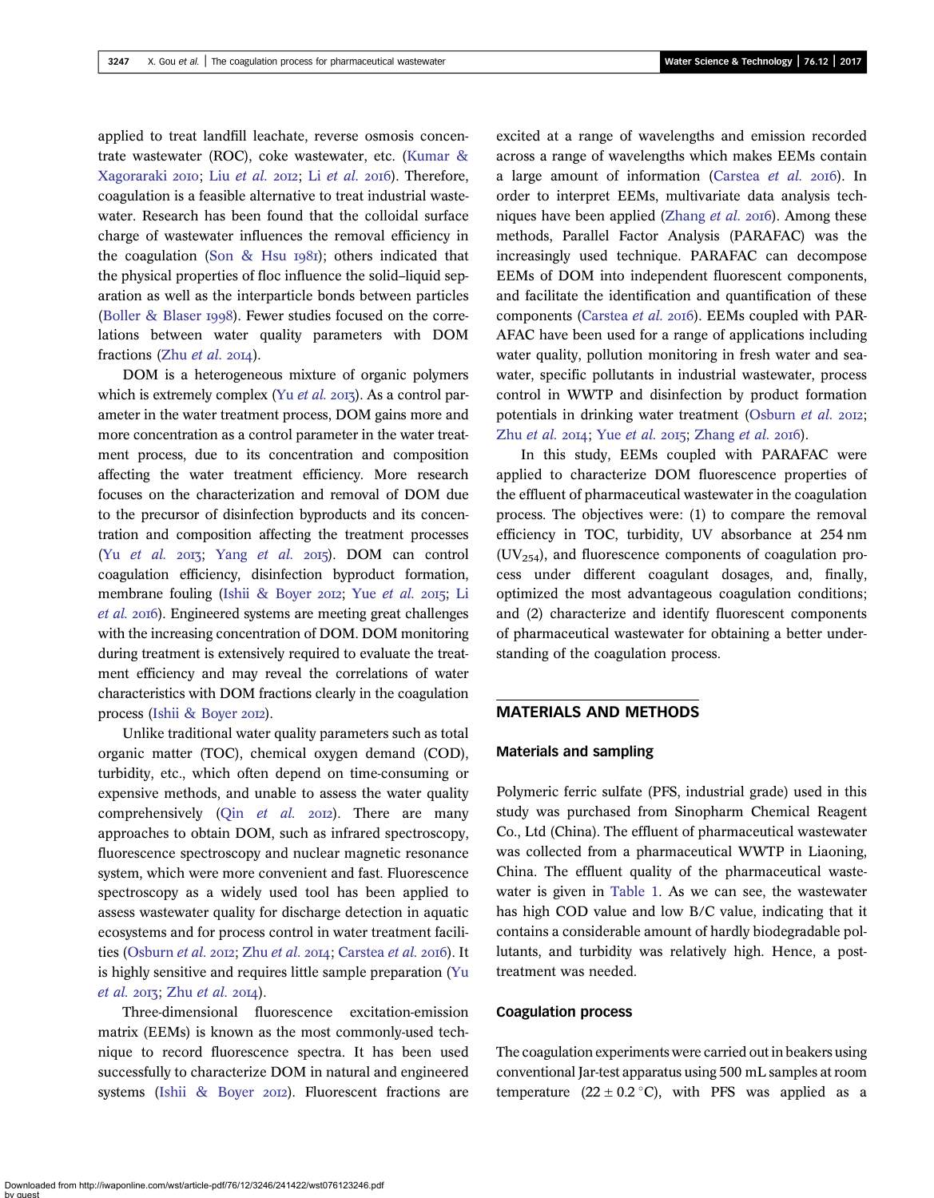applied to treat landfill leachate, reverse osmosis concentrate wastewater (ROC), coke wastewater, etc. (Kumar & Xagoraraki 2010; Liu *et al.* 2012; Li *et al.* 2016). Therefore, coagulation is a feasible alternative to treat industrial wastewater. Research has been found that the colloidal surface charge of wastewater influences the removal efficiency in the coagulation (Son & Hsu 1981); others indicated that the physical properties of floc influence the solid–liquid separation as well as the interparticle bonds between particles (Boller & Blaser 1998). Fewer studies focused on the correlations between water quality parameters with DOM fractions (Zhu *et al.* 2014).

DOM is a heterogeneous mixture of organic polymers which is extremely complex (Yu *et al.* 2013). As a control parameter in the water treatment process, DOM gains more and more concentration as a control parameter in the water treatment process, due to its concentration and composition affecting the water treatment efficiency. More research focuses on the characterization and removal of DOM due to the precursor of disinfection byproducts and its concentration and composition affecting the treatment processes (Yu *et al.* 2013; Yang *et al.* 2015). DOM can control coagulation efficiency, disinfection byproduct formation, membrane fouling (Ishii & Boyer 2012; Yue *et al.* 2015; Li *et al.* 2016). Engineered systems are meeting great challenges with the increasing concentration of DOM. DOM monitoring during treatment is extensively required to evaluate the treatment efficiency and may reveal the correlations of water characteristics with DOM fractions clearly in the coagulation process (Ishii & Boyer 2012).

Unlike traditional water quality parameters such as total organic matter (TOC), chemical oxygen demand (COD), turbidity, etc., which often depend on time-consuming or expensive methods, and unable to assess the water quality comprehensively (Qin *et al.* 2012). There are many approaches to obtain DOM, such as infrared spectroscopy, fluorescence spectroscopy and nuclear magnetic resonance system, which were more convenient and fast. Fluorescence spectroscopy as a widely used tool has been applied to assess wastewater quality for discharge detection in aquatic ecosystems and for process control in water treatment facilities (Osburn *et al.* 2012; Zhu *et al.* 2014; Carstea *et al.* 2016). It is highly sensitive and requires little sample preparation (Yu *et al.* 2013; Zhu *et al.* 2014).

Three-dimensional fluorescence excitation-emission matrix (EEMs) is known as the most commonly-used technique to record fluorescence spectra. It has been used successfully to characterize DOM in natural and engineered systems (Ishii & Boyer 2012). Fluorescent fractions are excited at a range of wavelengths and emission recorded across a range of wavelengths which makes EEMs contain a large amount of information (Carstea *et al.* 2016). In order to interpret EEMs, multivariate data analysis techniques have been applied (Zhang *et al.* 2016). Among these methods, Parallel Factor Analysis (PARAFAC) was the increasingly used technique. PARAFAC can decompose EEMs of DOM into independent fluorescent components, and facilitate the identification and quantification of these components (Carstea *et al.* 2016). EEMs coupled with PARAFAC have been used for a range of applications including water quality, pollution monitoring in fresh water and seawater, specific pollutants in industrial wastewater, process control in WWTP and disinfection by product formation potentials in drinking water treatment (Osburn *et al.* 2012; Zhu *et al.* 2014; Yue *et al.* 2015; Zhang *et al.* 2016).

In this study, EEMs coupled with PARAFAC were applied to characterize DOM fluorescence properties of the effluent of pharmaceutical wastewater in the coagulation process. The objectives were: (1) to compare the removal efficiency in TOC, turbidity, UV absorbance at 254 nm ($UV_{254}$), and fluorescence components of coagulation process under different coagulant dosages, and, finally, optimized the most advantageous coagulation conditions; and (2) characterize and identify fluorescent components of pharmaceutical wastewater for obtaining a better understanding of the coagulation process.

## MATERIALS AND METHODS

### Materials and sampling

Polymeric ferric sulfate (PFS, industrial grade) used in this study was purchased from Sinopharm Chemical Reagent Co., Ltd (China). The effluent of pharmaceutical wastewater was collected from a pharmaceutical WWTP in Liaoning, China. The effluent quality of the pharmaceutical wastewater is given in Table 1. As we can see, the wastewater has high COD value and low B/C value, indicating that it contains a considerable amount of hardly biodegradable pollutants, and turbidity was relatively high. Hence, a post-treatment was needed.

### Coagulation process

The coagulation experiments were carried out in beakers using conventional Jar-test apparatus using 500 mL samples at room temperature ($22 \pm 0.2$ °C), with PFS was applied as a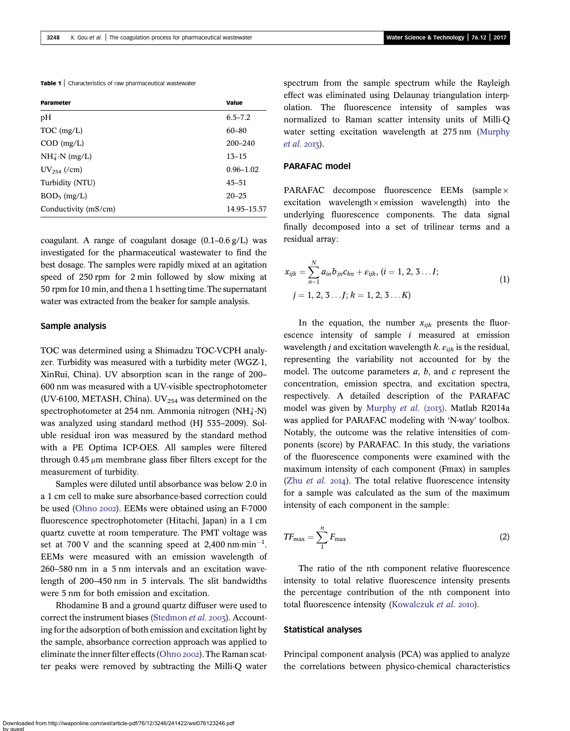**Table 1** | Characteristics of raw pharmaceutical wastewater

| Parameter | Value |
|---|---|
| pH | 6.5–7.2 |
| TOC (mg/L) | 60–80 |
| COD (mg/L) | 200–240 |
| $NH_4^+$-N (mg/L) | 13–15 |
| $UV_{254}$ (/cm) | 0.96–1.02 |
| Turbidity (NTU) | 45–51 |
| $BOD_5$ (mg/L) | 20–25 |
| Conductivity (mS/cm) | 14.95–15.57 |

coagulant. A range of coagulant dosage (0.1–0.6 g/L) was investigated for the pharmaceutical wastewater to find the best dosage. The samples were rapidly mixed at an agitation speed of 250 rpm for 2 min followed by slow mixing at 50 rpm for 10 min, and then a 1 h setting time. The supernatant water was extracted from the beaker for sample analysis.

## Sample analysis

TOC was determined using a Shimadzu TOC-VCPH analyzer. Turbidity was measured with a turbidity meter (WGZ-1, XinRui, China). UV absorption scan in the range of 200–600 nm was measured with a UV-visible spectrophotometer (UV-6100, METASH, China). $UV_{254}$ was determined on the spectrophotometer at 254 nm. Ammonia nitrogen ($NH_4^+$-N) was analyzed using standard method (HJ 535–2009). Soluble residual iron was measured by the standard method with a PE Optima ICP-OES. All samples were filtered through 0.45 μm membrane glass fiber filters except for the measurement of turbidity.

Samples were diluted until absorbance was below 2.0 in a 1 cm cell to make sure absorbance-based correction could be used (Ohno 2002). EEMs were obtained using an F-7000 fluorescence spectrophotometer (Hitachi, Japan) in a 1 cm quartz cuvette at room temperature. The PMT voltage was set at 700 V and the scanning speed at 2,400 nm·min$^{-1}$. EEMs were measured with an emission wavelength of 260–580 nm in a 5 nm intervals and an excitation wavelength of 200–450 nm in 5 intervals. The slit bandwidths were 5 nm for both emission and excitation.

Rhodamine B and a ground quartz diffuser were used to correct the instrument biases (Stedmon *et al.* 2003). Accounting for the adsorption of both emission and excitation light by the sample, absorbance correction approach was applied to eliminate the inner filter effects (Ohno 2002). The Raman scatter peaks were removed by subtracting the Milli-Q water spectrum from the sample spectrum while the Rayleigh effect was eliminated using Delaunay triangulation interpolation. The fluorescence intensity of samples was normalized to Raman scatter intensity units of Milli-Q water setting excitation wavelength at 275 nm (Murphy *et al.* 2013).

## PARAFAC model

PARAFAC decompose fluorescence EEMs (sample × excitation wavelength × emission wavelength) into the underlying fluorescence components. The data signal finally decomposed into a set of trilinear terms and a residual array:

$$x_{ijk} = \sum_{n=1}^{N} a_{in} b_{jn} c_{kn} + \varepsilon_{ijk},\ (i = 1, 2, 3 \ldots I;\ j = 1, 2, 3 \ldots J;\ k = 1, 2, 3 \ldots K) \tag{1}$$

In the equation, the number $x_{ijk}$ presents the fluorescence intensity of sample $i$ measured at emission wavelength $j$ and excitation wavelength $k$. $\varepsilon_{ijk}$ is the residual, representing the variability not accounted for by the model. The outcome parameters $a$, $b$, and $c$ represent the concentration, emission spectra, and excitation spectra, respectively. A detailed description of the PARAFAC model was given by Murphy *et al.* (2013). Matlab R2014a was applied for PARAFAC modeling with 'N-way' toolbox. Notably, the outcome was the relative intensities of components (score) by PARAFAC. In this study, the variations of the fluorescence components were examined with the maximum intensity of each component (Fmax) in samples (Zhu *et al.* 2014). The total relative fluorescence intensity for a sample was calculated as the sum of the maximum intensity of each component in the sample:

$$TF_{\max} = \sum_{1}^{n} F_{\max} \tag{2}$$

The ratio of the nth component relative fluorescence intensity to total relative fluorescence intensity presents the percentage contribution of the nth component into total fluorescence intensity (Kowalczuk *et al.* 2010).

## Statistical analyses

Principal component analysis (PCA) was applied to analyze the correlations between physico-chemical characteristics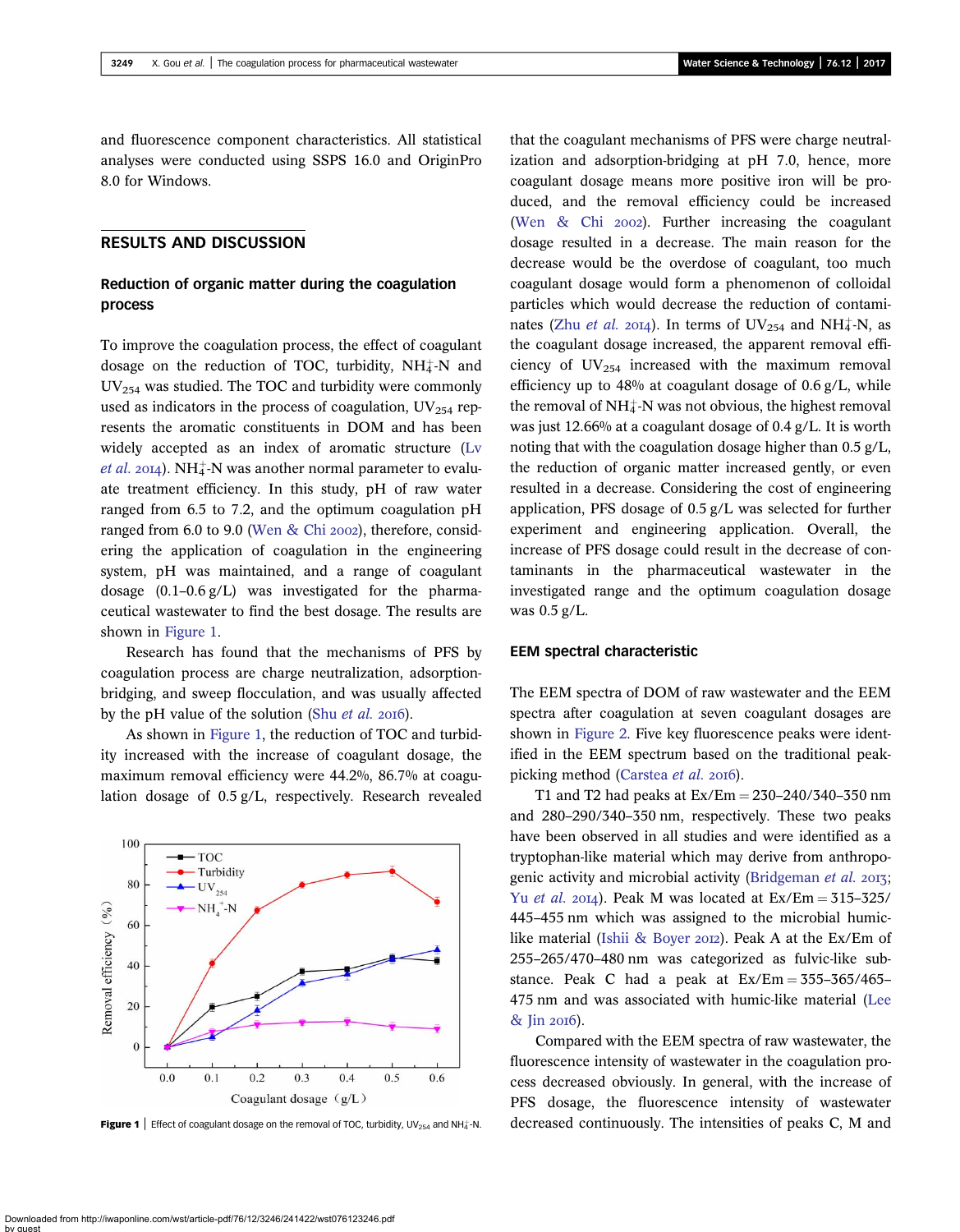and fluorescence component characteristics. All statistical analyses were conducted using SSPS 16.0 and OriginPro 8.0 for Windows.

## RESULTS AND DISCUSSION

### Reduction of organic matter during the coagulation process

To improve the coagulation process, the effect of coagulant dosage on the reduction of TOC, turbidity, $NH_4^+$-N and $UV_{254}$ was studied. The TOC and turbidity were commonly used as indicators in the process of coagulation, $UV_{254}$ represents the aromatic constituents in DOM and has been widely accepted as an index of aromatic structure (Lv *et al.* 2014). $NH_4^+$-N was another normal parameter to evaluate treatment efficiency. In this study, pH of raw water ranged from 6.5 to 7.2, and the optimum coagulation pH ranged from 6.0 to 9.0 (Wen & Chi 2002), therefore, considering the application of coagulation in the engineering system, pH was maintained, and a range of coagulant dosage (0.1–0.6 g/L) was investigated for the pharmaceutical wastewater to find the best dosage. The results are shown in Figure 1.

Research has found that the mechanisms of PFS by coagulation process are charge neutralization, adsorption-bridging, and sweep flocculation, and was usually affected by the pH value of the solution (Shu *et al.* 2016).

As shown in Figure 1, the reduction of TOC and turbidity increased with the increase of coagulant dosage, the maximum removal efficiency were 44.2%, 86.7% at coagulation dosage of 0.5 g/L, respectively. Research revealed that the coagulant mechanisms of PFS were charge neutralization and adsorption-bridging at pH 7.0, hence, more coagulant dosage means more positive iron will be produced, and the removal efficiency could be increased (Wen & Chi 2002). Further increasing the coagulant dosage resulted in a decrease. The main reason for the decrease would be the overdose of coagulant, too much coagulant dosage would form a phenomenon of colloidal particles which would decrease the reduction of contaminates (Zhu *et al.* 2014). In terms of $UV_{254}$ and $NH_4^+$-N, as the coagulant dosage increased, the apparent removal efficiency of $UV_{254}$ increased with the maximum removal efficiency up to 48% at coagulant dosage of 0.6 g/L, while the removal of $NH_4^+$-N was not obvious, the highest removal was just 12.66% at a coagulant dosage of 0.4 g/L. It is worth noting that with the coagulation dosage higher than 0.5 g/L, the reduction of organic matter increased gently, or even resulted in a decrease. Considering the cost of engineering application, PFS dosage of 0.5 g/L was selected for further experiment and engineering application. Overall, the increase of PFS dosage could result in the decrease of contaminants in the pharmaceutical wastewater in the investigated range and the optimum coagulation dosage was 0.5 g/L.

**Figure 1** | Effect of coagulant dosage on the removal of TOC, turbidity, $UV_{254}$ and $NH_4^+$-N.

### EEM spectral characteristic

The EEM spectra of DOM of raw wastewater and the EEM spectra after coagulation at seven coagulant dosages are shown in Figure 2. Five key fluorescence peaks were identified in the EEM spectrum based on the traditional peak-picking method (Carstea *et al.* 2016).

T1 and T2 had peaks at Ex/Em = 230–240/340–350 nm and 280–290/340–350 nm, respectively. These two peaks have been observed in all studies and were identified as a tryptophan-like material which may derive from anthropogenic activity and microbial activity (Bridgeman *et al.* 2013; Yu *et al.* 2014). Peak M was located at Ex/Em = 315–325/445–455 nm which was assigned to the microbial humic-like material (Ishii & Boyer 2012). Peak A at the Ex/Em of 255–265/470–480 nm was categorized as fulvic-like substance. Peak C had a peak at Ex/Em = 355–365/465–475 nm and was associated with humic-like material (Lee & Jin 2016).

Compared with the EEM spectra of raw wastewater, the fluorescence intensity of wastewater in the coagulation process decreased obviously. In general, with the increase of PFS dosage, the fluorescence intensity of wastewater decreased continuously. The intensities of peaks C, M and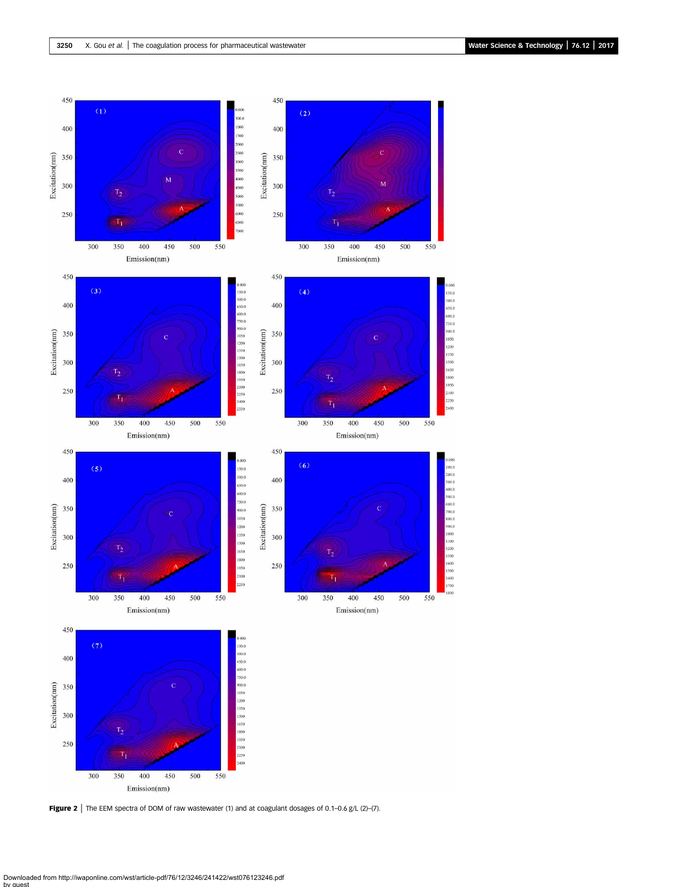Figure 2 | The EEM spectra of DOM of raw wastewater (1) and at coagulant dosages of 0.1–0.6 g/L (2)–(7).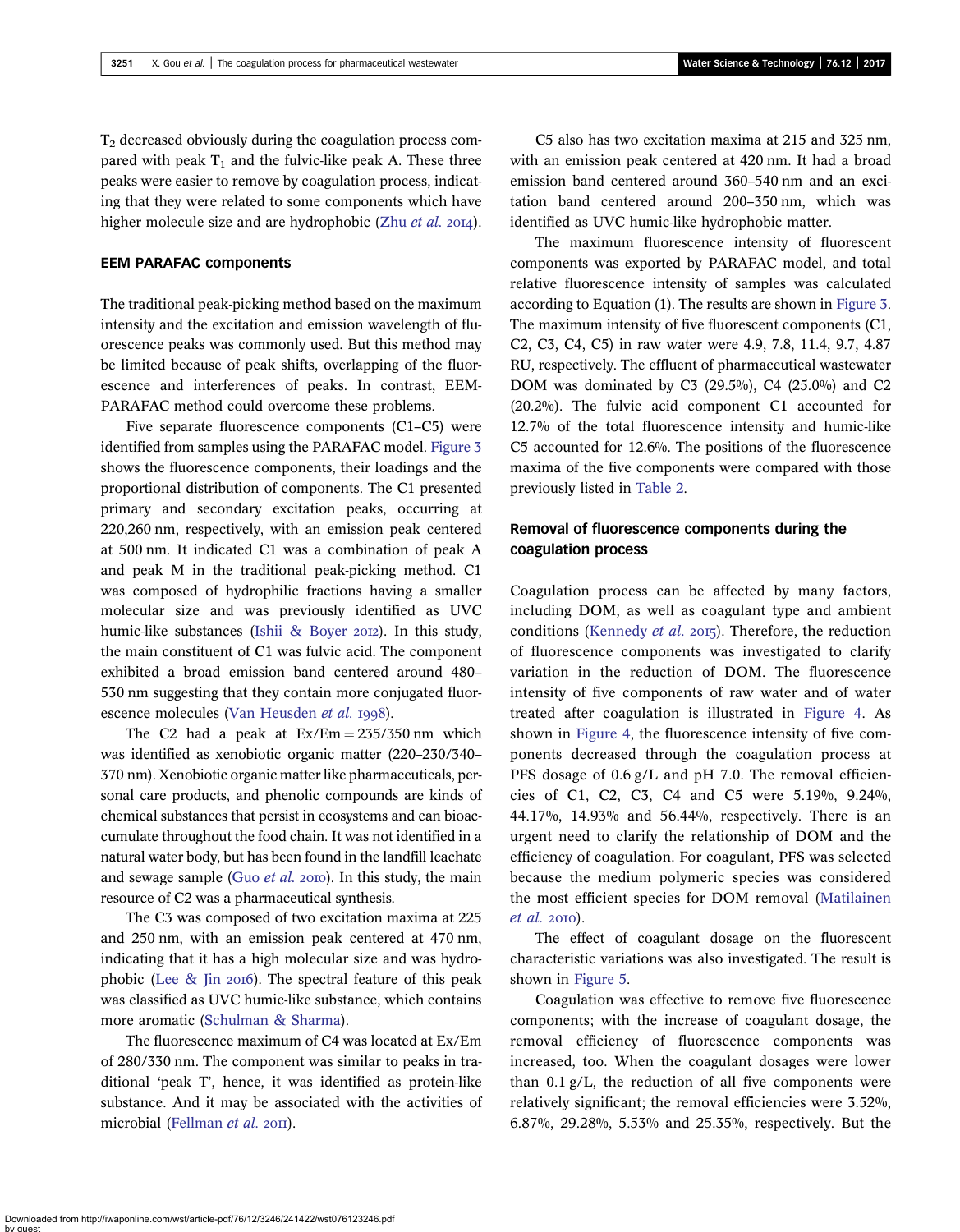$T_2$ decreased obviously during the coagulation process compared with peak $T_1$ and the fulvic-like peak A. These three peaks were easier to remove by coagulation process, indicating that they were related to some components which have higher molecule size and are hydrophobic (Zhu *et al.* 2014).

## EEM PARAFAC components

The traditional peak-picking method based on the maximum intensity and the excitation and emission wavelength of fluorescence peaks was commonly used. But this method may be limited because of peak shifts, overlapping of the fluorescence and interferences of peaks. In contrast, EEM-PARAFAC method could overcome these problems.

Five separate fluorescence components (C1–C5) were identified from samples using the PARAFAC model. Figure 3 shows the fluorescence components, their loadings and the proportional distribution of components. The C1 presented primary and secondary excitation peaks, occurring at 220,260 nm, respectively, with an emission peak centered at 500 nm. It indicated C1 was a combination of peak A and peak M in the traditional peak-picking method. C1 was composed of hydrophilic fractions having a smaller molecular size and was previously identified as UVC humic-like substances (Ishii & Boyer 2012). In this study, the main constituent of C1 was fulvic acid. The component exhibited a broad emission band centered around 480–530 nm suggesting that they contain more conjugated fluorescence molecules (Van Heusden *et al.* 1998).

The C2 had a peak at Ex/Em = 235/350 nm which was identified as xenobiotic organic matter (220–230/340–370 nm). Xenobiotic organic matter like pharmaceuticals, personal care products, and phenolic compounds are kinds of chemical substances that persist in ecosystems and can bioaccumulate throughout the food chain. It was not identified in a natural water body, but has been found in the landfill leachate and sewage sample (Guo *et al.* 2010). In this study, the main resource of C2 was a pharmaceutical synthesis.

The C3 was composed of two excitation maxima at 225 and 250 nm, with an emission peak centered at 470 nm, indicating that it has a high molecular size and was hydrophobic (Lee & Jin 2016). The spectral feature of this peak was classified as UVC humic-like substance, which contains more aromatic (Schulman & Sharma).

The fluorescence maximum of C4 was located at Ex/Em of 280/330 nm. The component was similar to peaks in traditional 'peak T', hence, it was identified as protein-like substance. And it may be associated with the activities of microbial (Fellman *et al.* 2011).

C5 also has two excitation maxima at 215 and 325 nm, with an emission peak centered at 420 nm. It had a broad emission band centered around 360–540 nm and an excitation band centered around 200–350 nm, which was identified as UVC humic-like hydrophobic matter.

The maximum fluorescence intensity of fluorescent components was exported by PARAFAC model, and total relative fluorescence intensity of samples was calculated according to Equation (1). The results are shown in Figure 3. The maximum intensity of five fluorescent components (C1, C2, C3, C4, C5) in raw water were 4.9, 7.8, 11.4, 9.7, 4.87 RU, respectively. The effluent of pharmaceutical wastewater DOM was dominated by C3 (29.5%), C4 (25.0%) and C2 (20.2%). The fulvic acid component C1 accounted for 12.7% of the total fluorescence intensity and humic-like C5 accounted for 12.6%. The positions of the fluorescence maxima of the five components were compared with those previously listed in Table 2.

## Removal of fluorescence components during the coagulation process

Coagulation process can be affected by many factors, including DOM, as well as coagulant type and ambient conditions (Kennedy *et al.* 2015). Therefore, the reduction of fluorescence components was investigated to clarify variation in the reduction of DOM. The fluorescence intensity of five components of raw water and of water treated after coagulation is illustrated in Figure 4. As shown in Figure 4, the fluorescence intensity of five components decreased through the coagulation process at PFS dosage of 0.6 g/L and pH 7.0. The removal efficiencies of C1, C2, C3, C4 and C5 were 5.19%, 9.24%, 44.17%, 14.93% and 56.44%, respectively. There is an urgent need to clarify the relationship of DOM and the efficiency of coagulation. For coagulant, PFS was selected because the medium polymeric species was considered the most efficient species for DOM removal (Matilainen *et al.* 2010).

The effect of coagulant dosage on the fluorescent characteristic variations was also investigated. The result is shown in Figure 5.

Coagulation was effective to remove five fluorescence components; with the increase of coagulant dosage, the removal efficiency of fluorescence components was increased, too. When the coagulant dosages were lower than 0.1 g/L, the reduction of all five components were relatively significant; the removal efficiencies were 3.52%, 6.87%, 29.28%, 5.53% and 25.35%, respectively. But the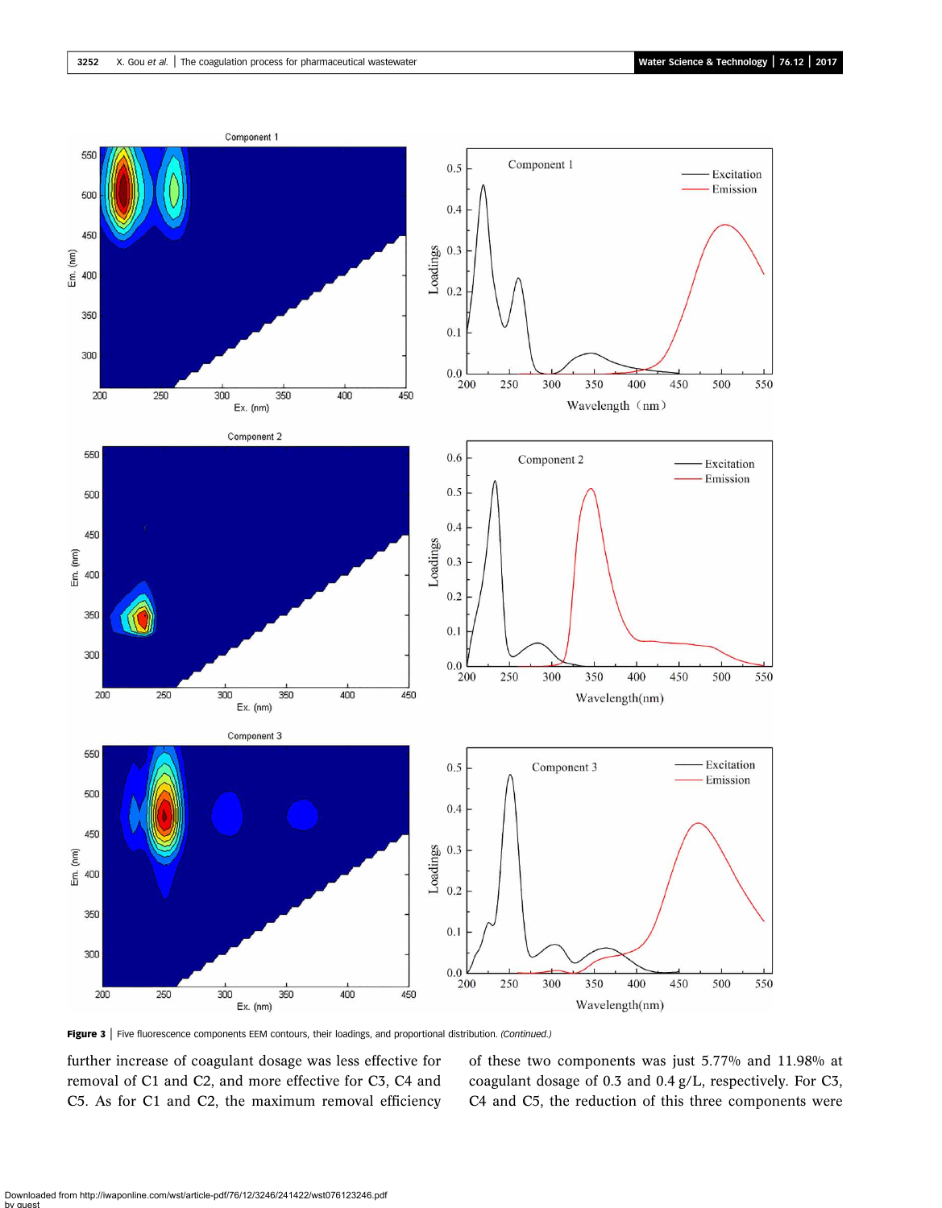Figure 3 | Five fluorescence components EEM contours, their loadings, and proportional distribution. *(Continued.)*

further increase of coagulant dosage was less effective for removal of C1 and C2, and more effective for C3, C4 and C5. As for C1 and C2, the maximum removal efficiency of these two components was just 5.77% and 11.98% at coagulant dosage of 0.3 and 0.4 g/L, respectively. For C3, C4 and C5, the reduction of this three components were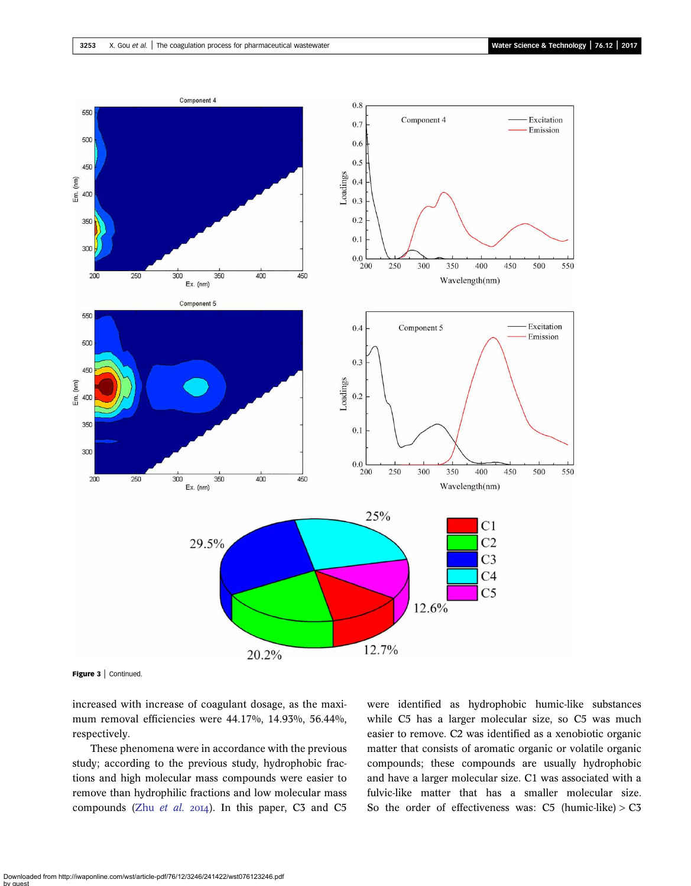Figure 3 | Continued.

increased with increase of coagulant dosage, as the maximum removal efficiencies were 44.17%, 14.93%, 56.44%, respectively.

These phenomena were in accordance with the previous study; according to the previous study, hydrophobic fractions and high molecular mass compounds were easier to remove than hydrophilic fractions and low molecular mass compounds (Zhu *et al.* 2014). In this paper, C3 and C5 were identified as hydrophobic humic-like substances while C5 has a larger molecular size, so C5 was much easier to remove. C2 was identified as a xenobiotic organic matter that consists of aromatic organic or volatile organic compounds; these compounds are usually hydrophobic and have a larger molecular size. C1 was associated with a fulvic-like matter that has a smaller molecular size. So the order of effectiveness was: C5 (humic-like) > C3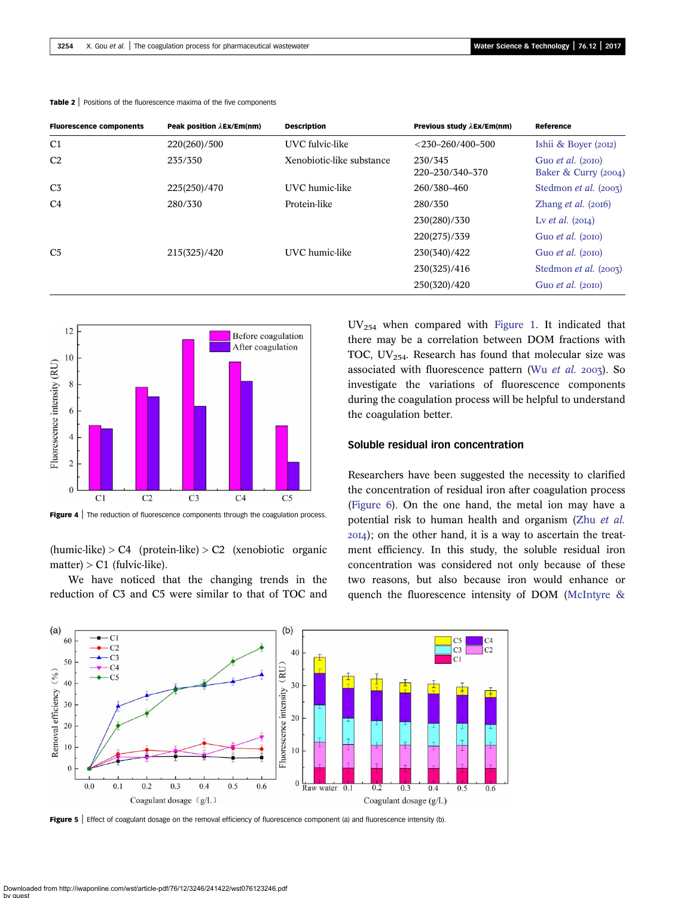**Table 2** | Positions of the fluorescence maxima of the five components

| Fluorescence components | Peak position λEx/Em(nm) | Description | Previous study λEx/Em(nm) | Reference |
|---|---|---|---|---|
| C1 | 220(260)/500 | UVC fulvic-like | <230–260/400–500 | Ishii & Boyer (2012) |
| C2 | 235/350 | Xenobiotic-like substance | 230/345 | Guo *et al.* (2010) |
| | | | 220–230/340–370 | Baker & Curry (2004) |
| C3 | 225(250)/470 | UVC humic-like | 260/380–460 | Stedmon *et al.* (2003) |
| C4 | 280/330 | Protein-like | 280/350 | Zhang *et al.* (2016) |
| | | | 230(280)/330 | Lv *et al.* (2014) |
| | | | 220(275)/339 | Guo *et al.* (2010) |
| C5 | 215(325)/420 | UVC humic-like | 230(340)/422 | Guo *et al.* (2010) |
| | | | 230(325)/416 | Stedmon *et al.* (2003) |
| | | | 250(320)/420 | Guo *et al.* (2010) |

**Figure 4** | The reduction of fluorescence components through the coagulation process.

(humic-like) > C4 (protein-like) > C2 (xenobiotic organic matter) > C1 (fulvic-like).

We have noticed that the changing trends in the reduction of C3 and C5 were similar to that of TOC and $UV_{254}$ when compared with Figure 1. It indicated that there may be a correlation between DOM fractions with TOC, $UV_{254}$. Research has found that molecular size was associated with fluorescence pattern (Wu *et al.* 2003). So investigate the variations of fluorescence components during the coagulation process will be helpful to understand the coagulation better.

## Soluble residual iron concentration

Researchers have been suggested the necessity to clarified the concentration of residual iron after coagulation process (Figure 6). On the one hand, the metal ion may have a potential risk to human health and organism (Zhu *et al.* 2014); on the other hand, it is a way to ascertain the treatment efficiency. In this study, the soluble residual iron concentration was considered not only because of these two reasons, but also because iron would enhance or quench the fluorescence intensity of DOM (McIntyre &

**Figure 5** | Effect of coagulant dosage on the removal efficiency of fluorescence component (a) and fluorescence intensity (b).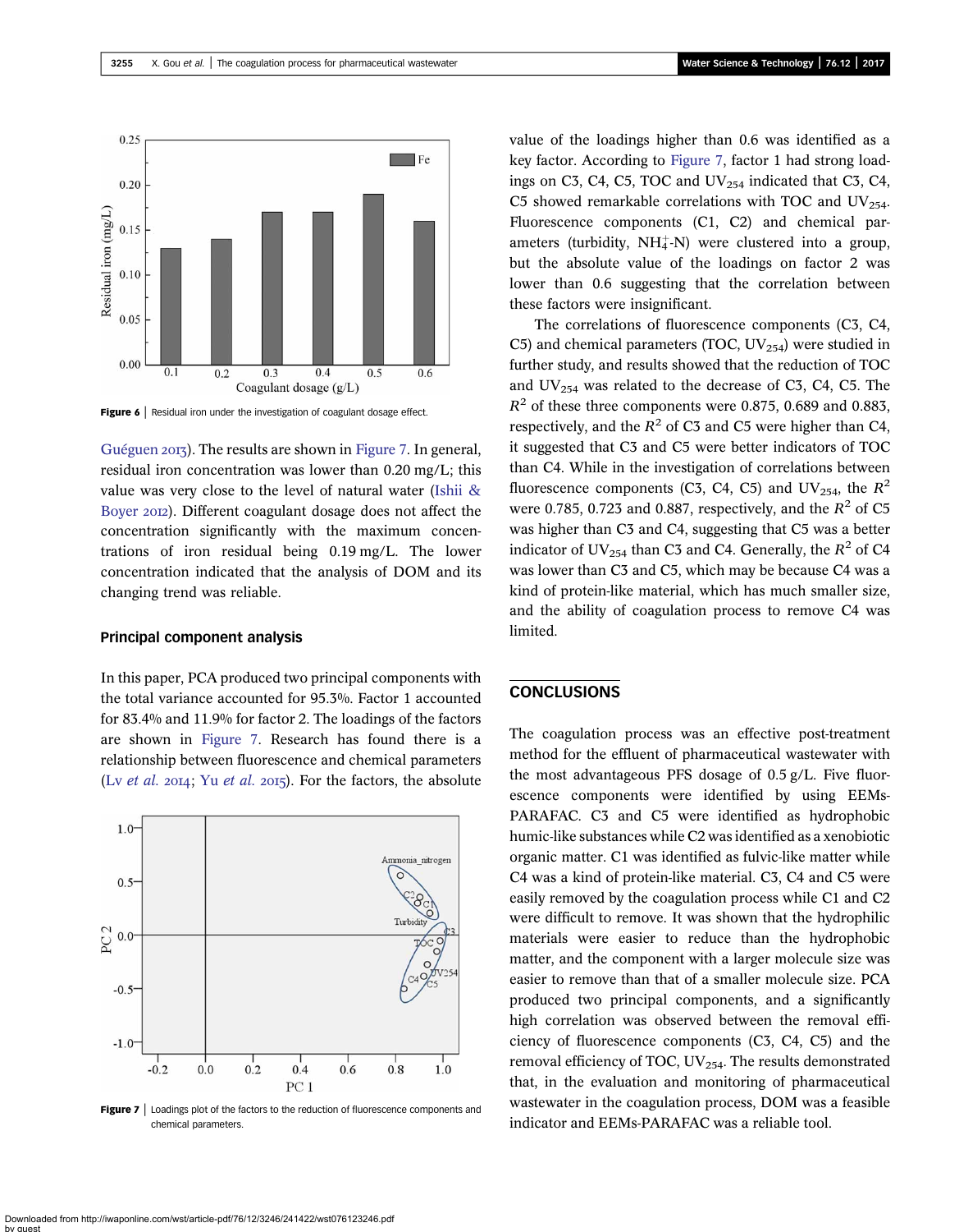Figure 6 | Residual iron under the investigation of coagulant dosage effect.

Guéguen 2013). The results are shown in Figure 7. In general, residual iron concentration was lower than 0.20 mg/L; this value was very close to the level of natural water (Ishii & Boyer 2012). Different coagulant dosage does not affect the concentration significantly with the maximum concentrations of iron residual being 0.19 mg/L. The lower concentration indicated that the analysis of DOM and its changing trend was reliable.

### Principal component analysis

In this paper, PCA produced two principal components with the total variance accounted for 95.3%. Factor 1 accounted for 83.4% and 11.9% for factor 2. The loadings of the factors are shown in Figure 7. Research has found there is a relationship between fluorescence and chemical parameters (Lv *et al.* 2014; Yu *et al.* 2015). For the factors, the absolute value of the loadings higher than 0.6 was identified as a key factor. According to Figure 7, factor 1 had strong loadings on C3, C4, C5, TOC and $UV_{254}$ indicated that C3, C4, C5 showed remarkable correlations with TOC and $UV_{254}$. Fluorescence components (C1, C2) and chemical parameters (turbidity, $NH_4^+$-N) were clustered into a group, but the absolute value of the loadings on factor 2 was lower than 0.6 suggesting that the correlation between these factors were insignificant.

Figure 7 | Loadings plot of the factors to the reduction of fluorescence components and chemical parameters.

The correlations of fluorescence components (C3, C4, C5) and chemical parameters (TOC, $UV_{254}$) were studied in further study, and results showed that the reduction of TOC and $UV_{254}$ was related to the decrease of C3, C4, C5. The $R^2$ of these three components were 0.875, 0.689 and 0.883, respectively, and the $R^2$ of C3 and C5 were higher than C4, it suggested that C3 and C5 were better indicators of TOC than C4. While in the investigation of correlations between fluorescence components (C3, C4, C5) and $UV_{254}$, the $R^2$ were 0.785, 0.723 and 0.887, respectively, and the $R^2$ of C5 was higher than C3 and C4, suggesting that C5 was a better indicator of $UV_{254}$ than C3 and C4. Generally, the $R^2$ of C4 was lower than C3 and C5, which may be because C4 was a kind of protein-like material, which has much smaller size, and the ability of coagulation process to remove C4 was limited.

## CONCLUSIONS

The coagulation process was an effective post-treatment method for the effluent of pharmaceutical wastewater with the most advantageous PFS dosage of 0.5 g/L. Five fluorescence components were identified by using EEMs-PARAFAC. C3 and C5 were identified as hydrophobic humic-like substances while C2 was identified as a xenobiotic organic matter. C1 was identified as fulvic-like matter while C4 was a kind of protein-like material. C3, C4 and C5 were easily removed by the coagulation process while C1 and C2 were difficult to remove. It was shown that the hydrophilic materials were easier to reduce than the hydrophobic matter, and the component with a larger molecule size was easier to remove than that of a smaller molecule size. PCA produced two principal components, and a significantly high correlation was observed between the removal efficiency of fluorescence components (C3, C4, C5) and the removal efficiency of TOC, $UV_{254}$. The results demonstrated that, in the evaluation and monitoring of pharmaceutical wastewater in the coagulation process, DOM was a feasible indicator and EEMs-PARAFAC was a reliable tool.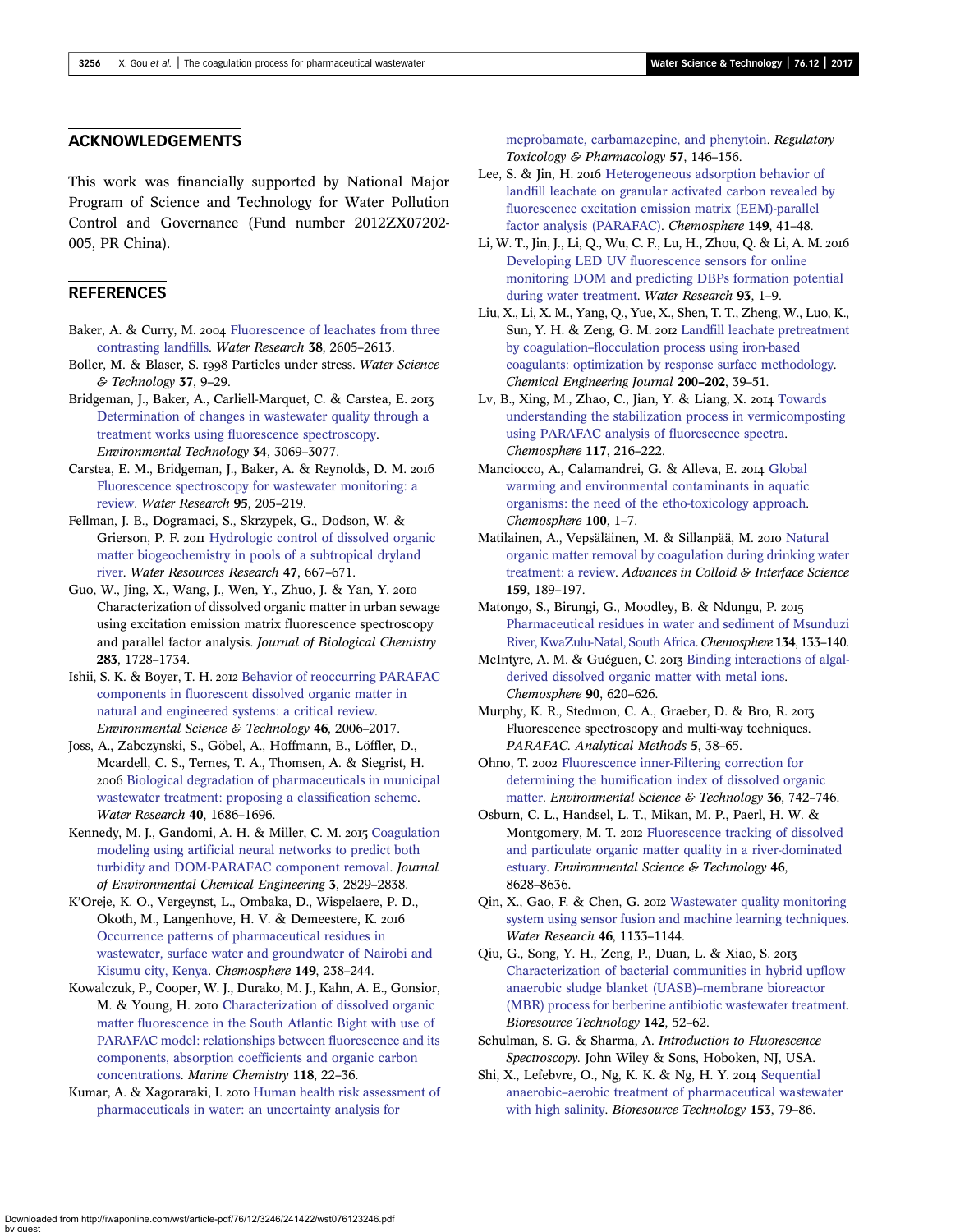## ACKNOWLEDGEMENTS

This work was financially supported by National Major Program of Science and Technology for Water Pollution Control and Governance (Fund number 2012ZX07202-005, PR China).

## REFERENCES

Baker, A. & Curry, M. 2004 Fluorescence of leachates from three contrasting landfills. *Water Research* **38**, 2605–2613.

Boller, M. & Blaser, S. 1998 Particles under stress. *Water Science & Technology* **37**, 9–29.

Bridgeman, J., Baker, A., Carliell-Marquet, C. & Carstea, E. 2013 Determination of changes in wastewater quality through a treatment works using fluorescence spectroscopy. *Environmental Technology* **34**, 3069–3077.

Carstea, E. M., Bridgeman, J., Baker, A. & Reynolds, D. M. 2016 Fluorescence spectroscopy for wastewater monitoring: a review. *Water Research* **95**, 205–219.

Fellman, J. B., Dogramaci, S., Skrzypek, G., Dodson, W. & Grierson, P. F. 2011 Hydrologic control of dissolved organic matter biogeochemistry in pools of a subtropical dryland river. *Water Resources Research* **47**, 667–671.

Guo, W., Jing, X., Wang, J., Wen, Y., Zhuo, J. & Yan, Y. 2010 Characterization of dissolved organic matter in urban sewage using excitation emission matrix fluorescence spectroscopy and parallel factor analysis. *Journal of Biological Chemistry* **283**, 1728–1734.

Ishii, S. K. & Boyer, T. H. 2012 Behavior of reoccurring PARAFAC components in fluorescent dissolved organic matter in natural and engineered systems: a critical review. *Environmental Science & Technology* **46**, 2006–2017.

Joss, A., Zabczynski, S., Göbel, A., Hoffmann, B., Löffler, D., Mcardell, C. S., Ternes, T. A., Thomsen, A. & Siegrist, H. 2006 Biological degradation of pharmaceuticals in municipal wastewater treatment: proposing a classification scheme. *Water Research* **40**, 1686–1696.

Kennedy, M. J., Gandomi, A. H. & Miller, C. M. 2015 Coagulation modeling using artificial neural networks to predict both turbidity and DOM-PARAFAC component removal. *Journal of Environmental Chemical Engineering* **3**, 2829–2838.

K'Oreje, K. O., Vergeynst, L., Ombaka, D., Wispelaere, P. D., Okoth, M., Langenhove, H. V. & Demeestere, K. 2016 Occurrence patterns of pharmaceutical residues in wastewater, surface water and groundwater of Nairobi and Kisumu city, Kenya. *Chemosphere* **149**, 238–244.

Kowalczuk, P., Cooper, W. J., Durako, M. J., Kahn, A. E., Gonsior, M. & Young, H. 2010 Characterization of dissolved organic matter fluorescence in the South Atlantic Bight with use of PARAFAC model: relationships between fluorescence and its components, absorption coefficients and organic carbon concentrations. *Marine Chemistry* **118**, 22–36.

Kumar, A. & Xagoraraki, I. 2010 Human health risk assessment of pharmaceuticals in water: an uncertainty analysis for meprobamate, carbamazepine, and phenytoin. *Regulatory Toxicology & Pharmacology* **57**, 146–156.

Lee, S. & Jin, H. 2016 Heterogeneous adsorption behavior of landfill leachate on granular activated carbon revealed by fluorescence excitation emission matrix (EEM)-parallel factor analysis (PARAFAC). *Chemosphere* **149**, 41–48.

Li, W. T., Jin, J., Li, Q., Wu, C. F., Lu, H., Zhou, Q. & Li, A. M. 2016 Developing LED UV fluorescence sensors for online monitoring DOM and predicting DBPs formation potential during water treatment. *Water Research* **93**, 1–9.

Liu, X., Li, X. M., Yang, Q., Yue, X., Shen, T. T., Zheng, W., Luo, K., Sun, Y. H. & Zeng, G. M. 2012 Landfill leachate pretreatment by coagulation–flocculation process using iron-based coagulants: optimization by response surface methodology. *Chemical Engineering Journal* **200–202**, 39–51.

Lv, B., Xing, M., Zhao, C., Jian, Y. & Liang, X. 2014 Towards understanding the stabilization process in vermicomposting using PARAFAC analysis of fluorescence spectra. *Chemosphere* **117**, 216–222.

Manciocco, A., Calamandrei, G. & Alleva, E. 2014 Global warming and environmental contaminants in aquatic organisms: the need of the etho-toxicology approach. *Chemosphere* **100**, 1–7.

Matilainen, A., Vepsäläinen, M. & Sillanpää, M. 2010 Natural organic matter removal by coagulation during drinking water treatment: a review. *Advances in Colloid & Interface Science* **159**, 189–197.

Matongo, S., Birungi, G., Moodley, B. & Ndungu, P. 2015 Pharmaceutical residues in water and sediment of Msunduzi River, KwaZulu-Natal, South Africa. *Chemosphere* **134**, 133–140.

McIntyre, A. M. & Guéguen, C. 2013 Binding interactions of algal-derived dissolved organic matter with metal ions. *Chemosphere* **90**, 620–626.

Murphy, K. R., Stedmon, C. A., Graeber, D. & Bro, R. 2013 Fluorescence spectroscopy and multi-way techniques. PARAFAC. *Analytical Methods* **5**, 38–65.

Ohno, T. 2002 Fluorescence inner-Filtering correction for determining the humification index of dissolved organic matter. *Environmental Science & Technology* **36**, 742–746.

Osburn, C. L., Handsel, L. T., Mikan, M. P., Paerl, H. W. & Montgomery, M. T. 2012 Fluorescence tracking of dissolved and particulate organic matter quality in a river-dominated estuary. *Environmental Science & Technology* **46**, 8628–8636.

Qin, X., Gao, F. & Chen, G. 2012 Wastewater quality monitoring system using sensor fusion and machine learning techniques. *Water Research* **46**, 1133–1144.

Qiu, G., Song, Y. H., Zeng, P., Duan, L. & Xiao, S. 2013 Characterization of bacterial communities in hybrid upflow anaerobic sludge blanket (UASB)–membrane bioreactor (MBR) process for berberine antibiotic wastewater treatment. *Bioresource Technology* **142**, 52–62.

Schulman, S. G. & Sharma, A. *Introduction to Fluorescence Spectroscopy*. John Wiley & Sons, Hoboken, NJ, USA.

Shi, X., Lefebvre, O., Ng, K. K. & Ng, H. Y. 2014 Sequential anaerobic–aerobic treatment of pharmaceutical wastewater with high salinity. *Bioresource Technology* **153**, 79–86.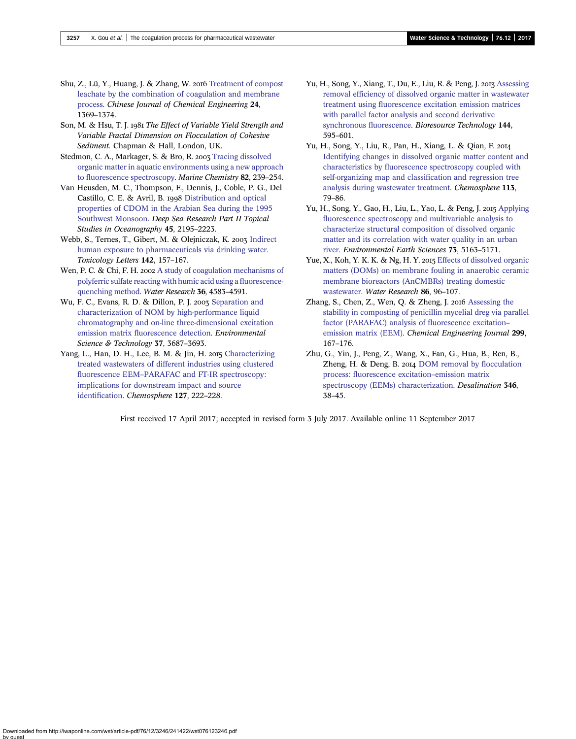Shu, Z., Lü, Y., Huang, J. & Zhang, W. 2016 Treatment of compost leachate by the combination of coagulation and membrane process. *Chinese Journal of Chemical Engineering* **24**, 1369–1374.

Son, M. & Hsu, T. J. 1981 *The Effect of Variable Yield Strength and Variable Fractal Dimension on Flocculation of Cohesive Sediment*. Chapman & Hall, London, UK.

Stedmon, C. A., Markager, S. & Bro, R. 2003 Tracing dissolved organic matter in aquatic environments using a new approach to fluorescence spectroscopy. *Marine Chemistry* **82**, 239–254.

Van Heusden, M. C., Thompson, F., Dennis, J., Coble, P. G., Del Castillo, C. E. & Avril, B. 1998 Distribution and optical properties of CDOM in the Arabian Sea during the 1995 Southwest Monsoon. *Deep Sea Research Part II Topical Studies in Oceanography* **45**, 2195–2223.

Webb, S., Ternes, T., Gibert, M. & Olejniczak, K. 2003 Indirect human exposure to pharmaceuticals via drinking water. *Toxicology Letters* **142**, 157–167.

Wen, P. C. & Chi, F. H. 2002 A study of coagulation mechanisms of polyferric sulfate reacting with humic acid using a fluorescence-quenching method. *Water Research* **36**, 4583–4591.

Wu, F. C., Evans, R. D. & Dillon, P. J. 2003 Separation and characterization of NOM by high-performance liquid chromatography and on-line three-dimensional excitation emission matrix fluorescence detection. *Environmental Science & Technology* **37**, 3687–3693.

Yang, L., Han, D. H., Lee, B. M. & Jin, H. 2015 Characterizing treated wastewaters of different industries using clustered fluorescence EEM–PARAFAC and FT-IR spectroscopy: implications for downstream impact and source identification. *Chemosphere* **127**, 222–228.

Yu, H., Song, Y., Xiang, T., Du, E., Liu, R. & Peng, J. 2013 Assessing removal efficiency of dissolved organic matter in wastewater treatment using fluorescence excitation emission matrices with parallel factor analysis and second derivative synchronous fluorescence. *Bioresource Technology* **144**, 595–601.

Yu, H., Song, Y., Liu, R., Pan, H., Xiang, L. & Qian, F. 2014 Identifying changes in dissolved organic matter content and characteristics by fluorescence spectroscopy coupled with self-organizing map and classification and regression tree analysis during wastewater treatment. *Chemosphere* **113**, 79–86.

Yu, H., Song, Y., Gao, H., Liu, L., Yao, L. & Peng, J. 2015 Applying fluorescence spectroscopy and multivariable analysis to characterize structural composition of dissolved organic matter and its correlation with water quality in an urban river. *Environmental Earth Sciences* **73**, 5163–5171.

Yue, X., Koh, Y. K. K. & Ng, H. Y. 2015 Effects of dissolved organic matters (DOMs) on membrane fouling in anaerobic ceramic membrane bioreactors (AnCMBRs) treating domestic wastewater. *Water Research* **86**, 96–107.

Zhang, S., Chen, Z., Wen, Q. & Zheng, J. 2016 Assessing the stability in composting of penicillin mycelial dreg via parallel factor (PARAFAC) analysis of fluorescence excitation–emission matrix (EEM). *Chemical Engineering Journal* **299**, 167–176.

Zhu, G., Yin, J., Peng, Z., Wang, X., Fan, G., Hua, B., Ren, B., Zheng, H. & Deng, B. 2014 DOM removal by flocculation process: fluorescence excitation–emission matrix spectroscopy (EEMs) characterization. *Desalination* **346**, 38–45.

First received 17 April 2017; accepted in revised form 3 July 2017. Available online 11 September 2017